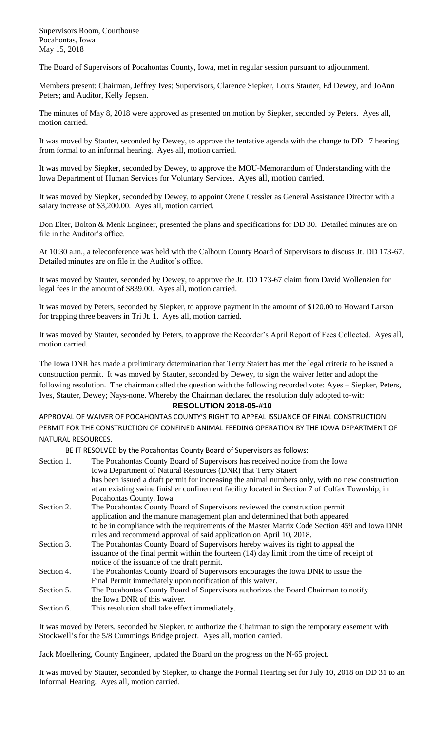Supervisors Room, Courthouse
Pocahontas, Iowa
May 15, 2018

The Board of Supervisors of Pocahontas County, Iowa, met in regular session pursuant to adjournment.

Members present: Chairman, Jeffrey Ives; Supervisors, Clarence Siepker, Louis Stauter, Ed Dewey, and JoAnn Peters; and Auditor, Kelly Jepsen.

The minutes of May 8, 2018 were approved as presented on motion by Siepker, seconded by Peters. Ayes all, motion carried.

It was moved by Stauter, seconded by Dewey, to approve the tentative agenda with the change to DD 17 hearing from formal to an informal hearing. Ayes all, motion carried.

It was moved by Siepker, seconded by Dewey, to approve the MOU-Memorandum of Understanding with the Iowa Department of Human Services for Voluntary Services. Ayes all, motion carried.

It was moved by Siepker, seconded by Dewey, to appoint Orene Cressler as General Assistance Director with a salary increase of $3,200.00. Ayes all, motion carried.

Don Elter, Bolton & Menk Engineer, presented the plans and specifications for DD 30. Detailed minutes are on file in the Auditor's office.

At 10:30 a.m., a teleconference was held with the Calhoun County Board of Supervisors to discuss Jt. DD 173-67. Detailed minutes are on file in the Auditor's office.

It was moved by Stauter, seconded by Dewey, to approve the Jt. DD 173-67 claim from David Wollenzien for legal fees in the amount of $839.00. Ayes all, motion carried.

It was moved by Peters, seconded by Siepker, to approve payment in the amount of $120.00 to Howard Larson for trapping three beavers in Tri Jt. 1. Ayes all, motion carried.

It was moved by Stauter, seconded by Peters, to approve the Recorder's April Report of Fees Collected. Ayes all, motion carried.

The Iowa DNR has made a preliminary determination that Terry Staiert has met the legal criteria to be issued a construction permit. It was moved by Stauter, seconded by Dewey, to sign the waiver letter and adopt the following resolution. The chairman called the question with the following recorded vote: Ayes – Siepker, Peters, Ives, Stauter, Dewey; Nays-none. Whereby the Chairman declared the resolution duly adopted to-wit:

**RESOLUTION 2018-05-#10**

APPROVAL OF WAIVER OF POCAHONTAS COUNTY'S RIGHT TO APPEAL ISSUANCE OF FINAL CONSTRUCTION PERMIT FOR THE CONSTRUCTION OF CONFINED ANIMAL FEEDING OPERATION BY THE IOWA DEPARTMENT OF NATURAL RESOURCES.

BE IT RESOLVED by the Pocahontas County Board of Supervisors as follows:

Section 1. The Pocahontas County Board of Supervisors has received notice from the Iowa Iowa Department of Natural Resources (DNR) that Terry Staiert has been issued a draft permit for increasing the animal numbers only, with no new construction at an existing swine finisher confinement facility located in Section 7 of Colfax Township, in Pocahontas County, Iowa.

Section 2. The Pocahontas County Board of Supervisors reviewed the construction permit application and the manure management plan and determined that both appeared to be in compliance with the requirements of the Master Matrix Code Section 459 and Iowa DNR rules and recommend approval of said application on April 10, 2018.

Section 3. The Pocahontas County Board of Supervisors hereby waives its right to appeal the issuance of the final permit within the fourteen (14) day limit from the time of receipt of notice of the issuance of the draft permit.

Section 4. The Pocahontas County Board of Supervisors encourages the Iowa DNR to issue the Final Permit immediately upon notification of this waiver.

Section 5. The Pocahontas County Board of Supervisors authorizes the Board Chairman to notify the Iowa DNR of this waiver.

Section 6. This resolution shall take effect immediately.

It was moved by Peters, seconded by Siepker, to authorize the Chairman to sign the temporary easement with Stockwell's for the 5/8 Cummings Bridge project. Ayes all, motion carried.

Jack Moellering, County Engineer, updated the Board on the progress on the N-65 project.

It was moved by Stauter, seconded by Siepker, to change the Formal Hearing set for July 10, 2018 on DD 31 to an Informal Hearing. Ayes all, motion carried.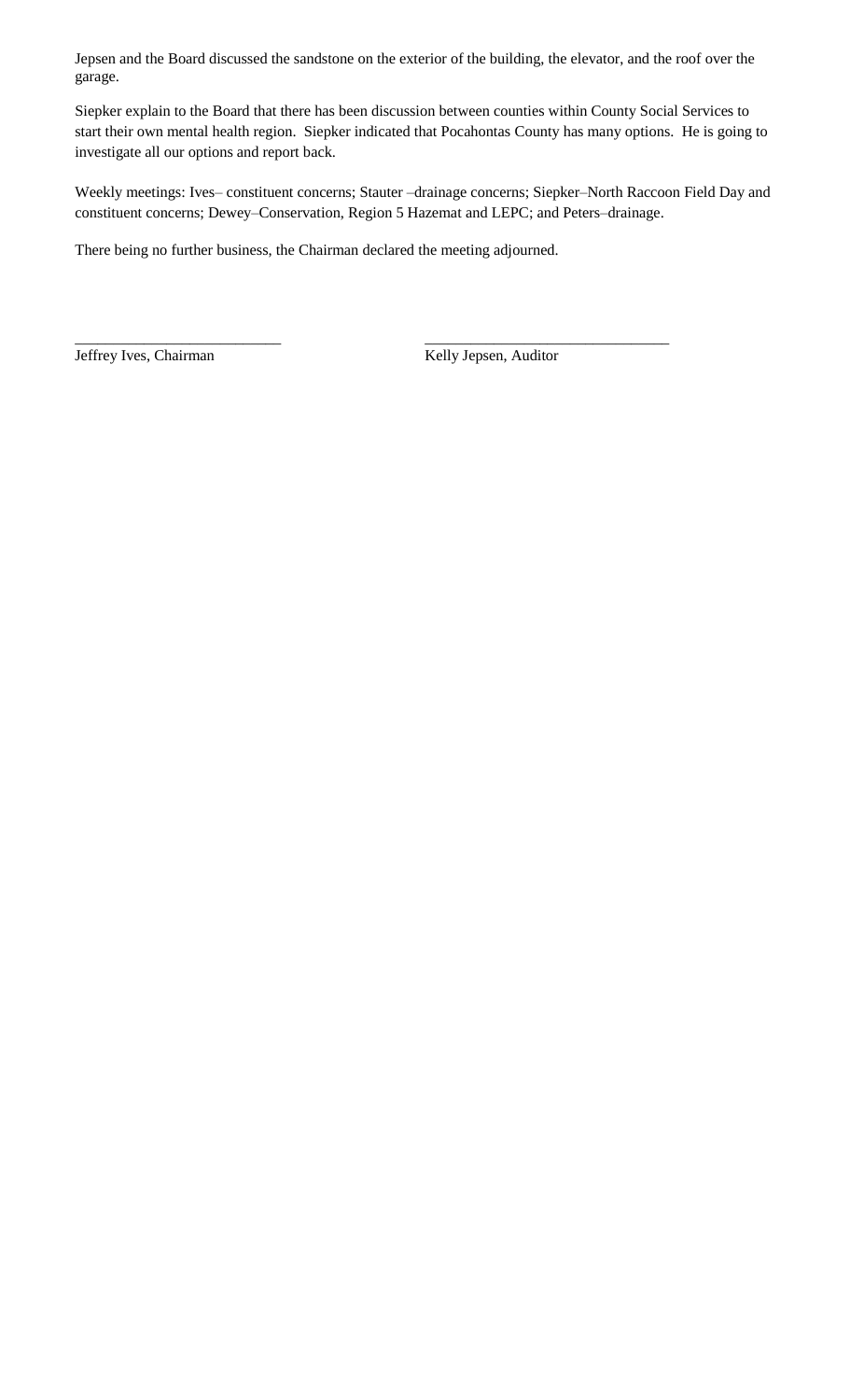Jepsen and the Board discussed the sandstone on the exterior of the building, the elevator, and the roof over the garage.

Siepker explain to the Board that there has been discussion between counties within County Social Services to start their own mental health region. Siepker indicated that Pocahontas County has many options. He is going to investigate all our options and report back.

Weekly meetings: Ives– constituent concerns; Stauter –drainage concerns; Siepker–North Raccoon Field Day and constituent concerns; Dewey–Conservation, Region 5 Hazemat and LEPC; and Peters–drainage.

There being no further business, the Chairman declared the meeting adjourned.

___________________________ ________________________________

Jeffrey Ives, Chairman Kelly Jepsen, Auditor